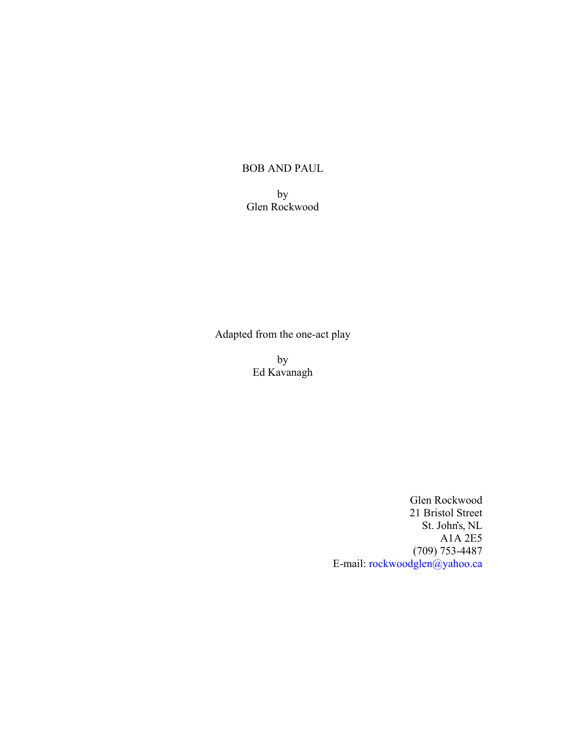# BOB AND PAUL

by
Glen Rockwood

Adapted from the one-act play

by
Ed Kavanagh

Glen Rockwood
21 Bristol Street
St. John's, NL
A1A 2E5
(709) 753-4487
E-mail: rockwoodglen@yahoo.ca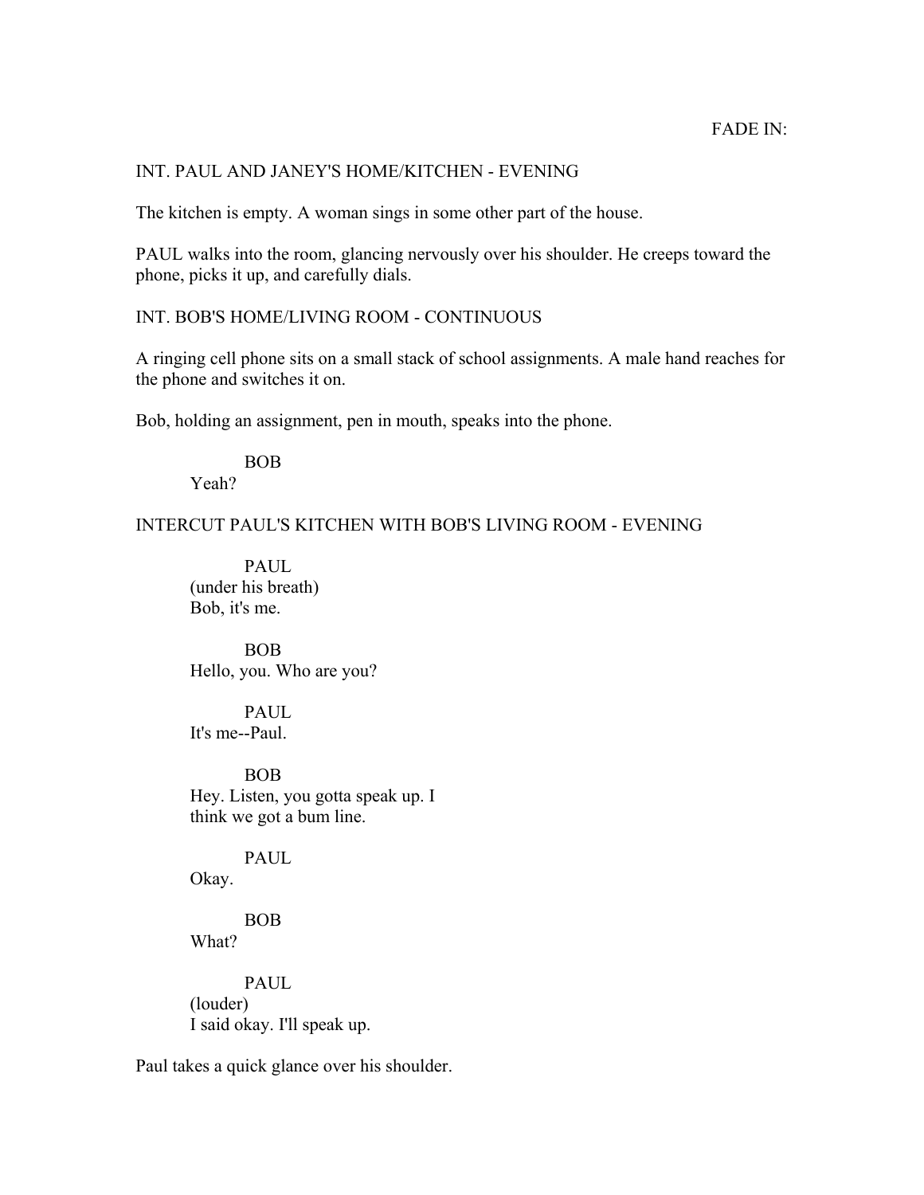FADE IN:

INT. PAUL AND JANEY'S HOME/KITCHEN - EVENING

The kitchen is empty. A woman sings in some other part of the house.

PAUL walks into the room, glancing nervously over his shoulder. He creeps toward the phone, picks it up, and carefully dials.

INT. BOB'S HOME/LIVING ROOM - CONTINUOUS

A ringing cell phone sits on a small stack of school assignments. A male hand reaches for the phone and switches it on.

Bob, holding an assignment, pen in mouth, speaks into the phone.

BOB
Yeah?

INTERCUT PAUL'S KITCHEN WITH BOB'S LIVING ROOM - EVENING

PAUL
(under his breath)
Bob, it's me.

BOB
Hello, you. Who are you?

PAUL
It's me--Paul.

BOB
Hey. Listen, you gotta speak up. I think we got a bum line.

PAUL
Okay.

BOB
What?

PAUL
(louder)
I said okay. I'll speak up.

Paul takes a quick glance over his shoulder.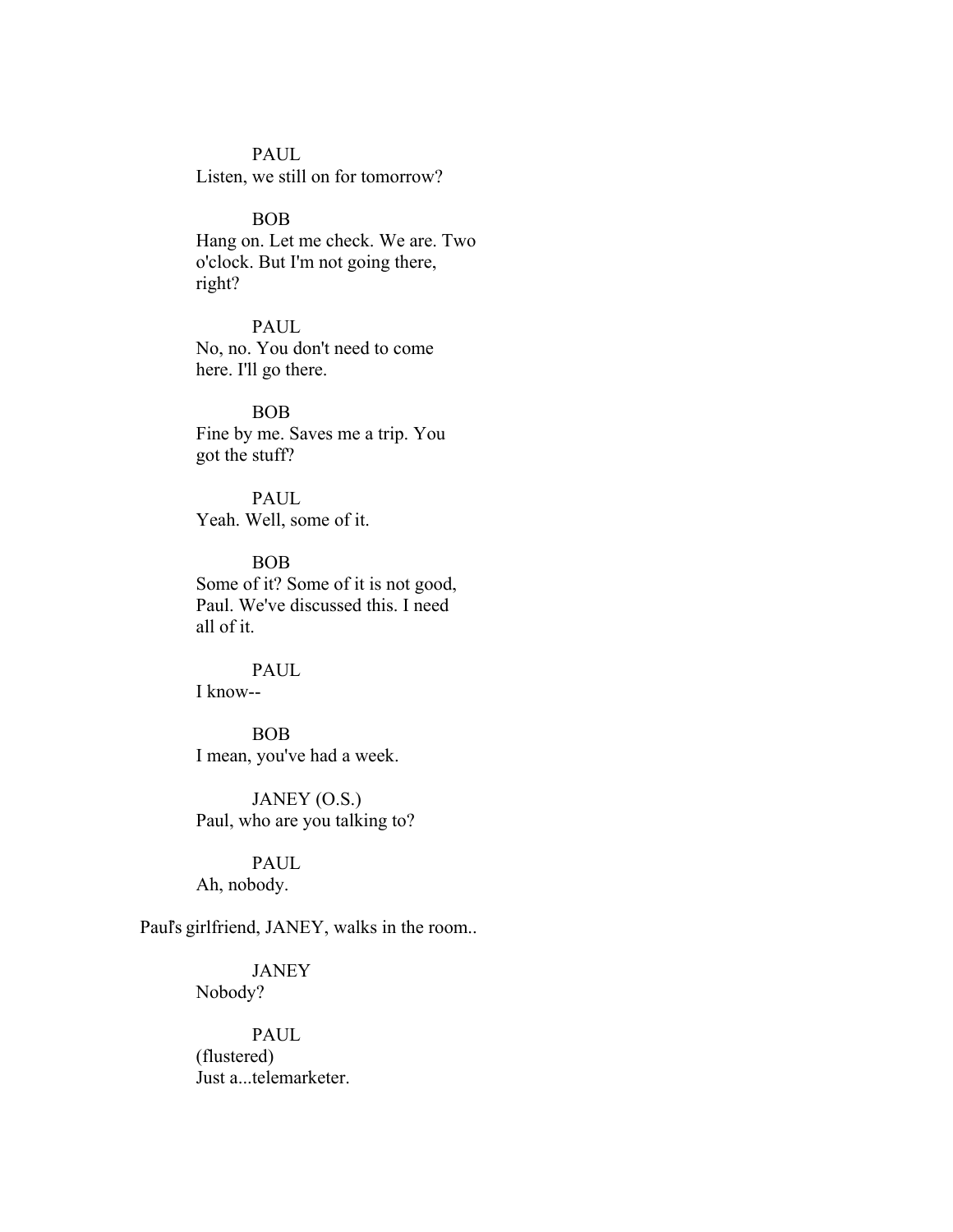PAUL
Listen, we still on for tomorrow?

BOB
Hang on. Let me check. We are. Two o'clock. But I'm not going there, right?

PAUL
No, no. You don't need to come here. I'll go there.

BOB
Fine by me. Saves me a trip. You got the stuff?

PAUL
Yeah. Well, some of it.

BOB
Some of it? Some of it is not good, Paul. We've discussed this. I need all of it.

PAUL
I know--

BOB
I mean, you've had a week.

JANEY (O.S.)
Paul, who are you talking to?

PAUL
Ah, nobody.

Paul's girlfriend, JANEY, walks in the room..

JANEY
Nobody?

PAUL
(flustered)
Just a...telemarketer.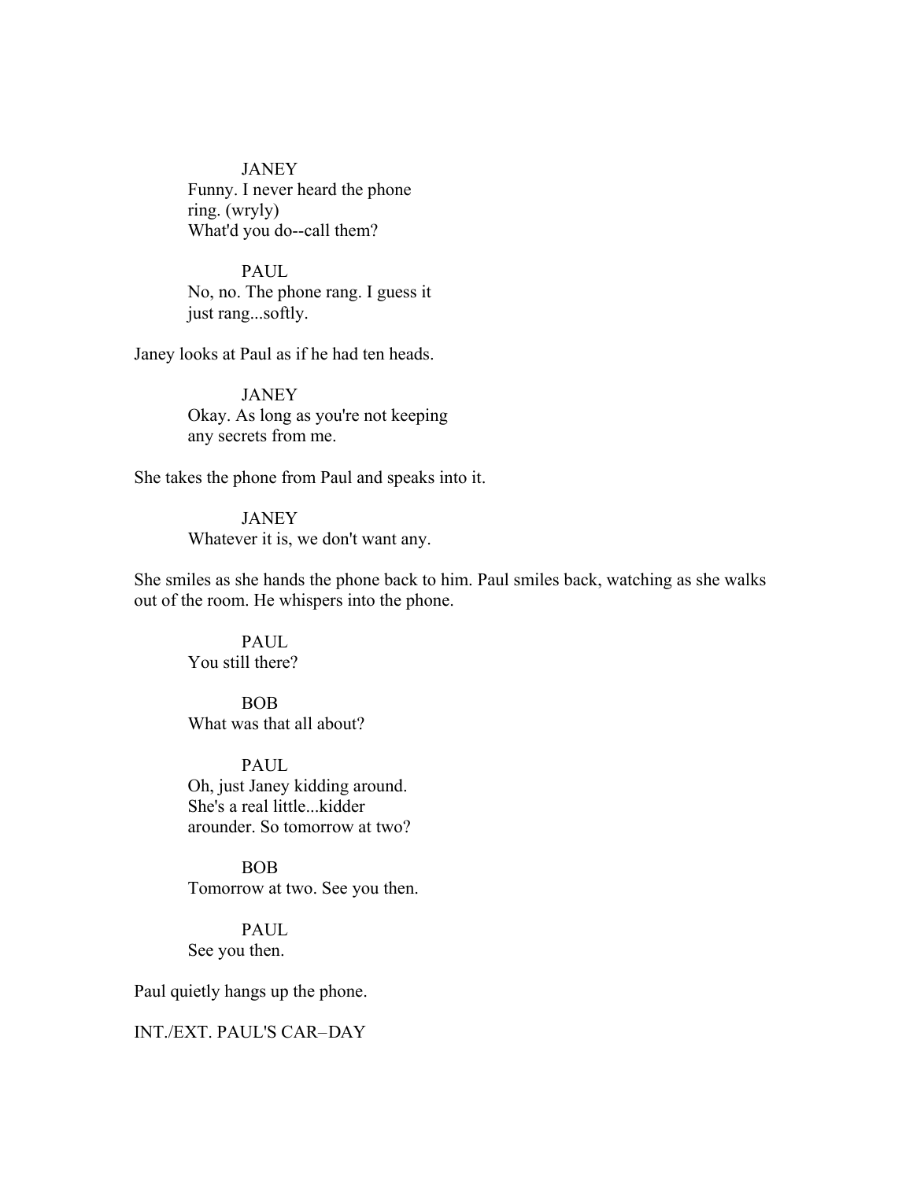JANEY
Funny. I never heard the phone ring. (wryly)
What'd you do--call them?

PAUL
No, no. The phone rang. I guess it just rang...softly.

Janey looks at Paul as if he had ten heads.

JANEY
Okay. As long as you're not keeping any secrets from me.

She takes the phone from Paul and speaks into it.

JANEY
Whatever it is, we don't want any.

She smiles as she hands the phone back to him. Paul smiles back, watching as she walks out of the room. He whispers into the phone.

PAUL
You still there?

BOB
What was that all about?

PAUL
Oh, just Janey kidding around. She's a real little...kidder arounder. So tomorrow at two?

BOB
Tomorrow at two. See you then.

PAUL
See you then.

Paul quietly hangs up the phone.

INT./EXT. PAUL'S CAR–DAY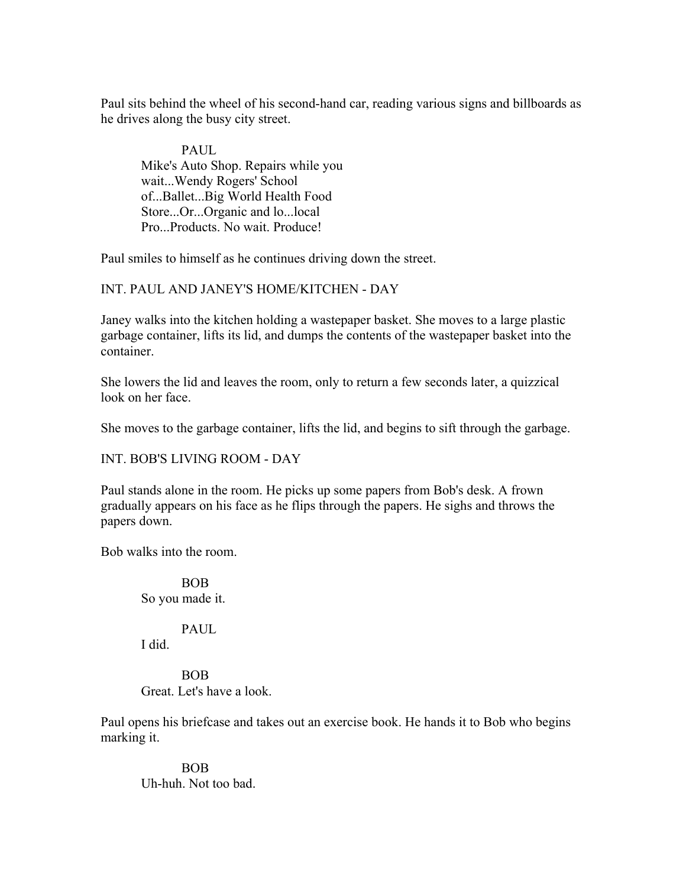Paul sits behind the wheel of his second-hand car, reading various signs and billboards as he drives along the busy city street.

PAUL
Mike's Auto Shop. Repairs while you wait...Wendy Rogers' School of...Ballet...Big World Health Food Store...Or...Organic and lo...local Pro...Products. No wait. Produce!

Paul smiles to himself as he continues driving down the street.

INT. PAUL AND JANEY'S HOME/KITCHEN - DAY

Janey walks into the kitchen holding a wastepaper basket. She moves to a large plastic garbage container, lifts its lid, and dumps the contents of the wastepaper basket into the container.

She lowers the lid and leaves the room, only to return a few seconds later, a quizzical look on her face.

She moves to the garbage container, lifts the lid, and begins to sift through the garbage.

INT. BOB'S LIVING ROOM - DAY

Paul stands alone in the room. He picks up some papers from Bob's desk. A frown gradually appears on his face as he flips through the papers. He sighs and throws the papers down.

Bob walks into the room.

BOB
So you made it.

PAUL
I did.

BOB
Great. Let's have a look.

Paul opens his briefcase and takes out an exercise book. He hands it to Bob who begins marking it.

BOB
Uh-huh. Not too bad.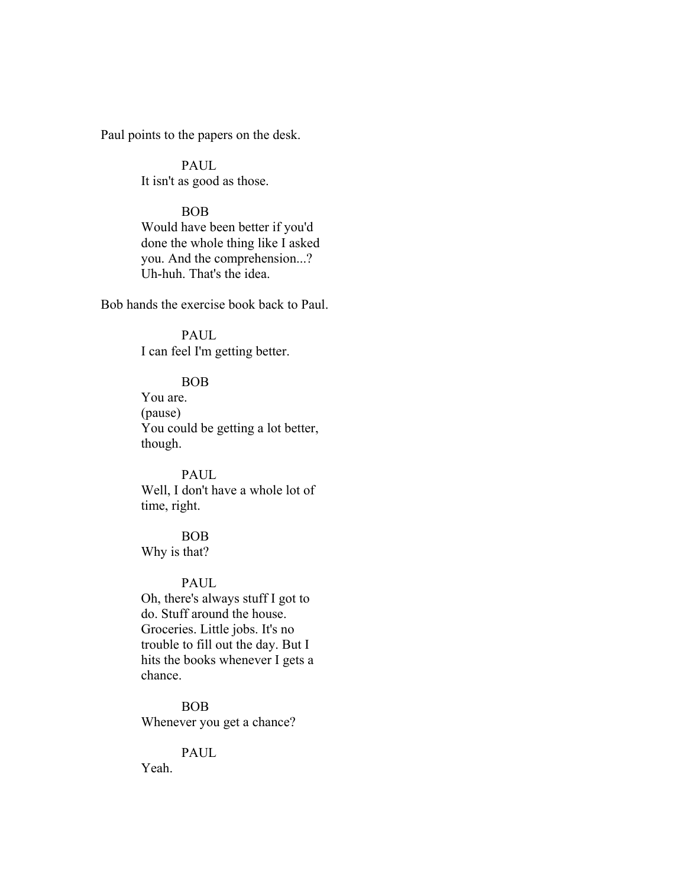Paul points to the papers on the desk.

PAUL
It isn't as good as those.

BOB
Would have been better if you'd done the whole thing like I asked you. And the comprehension...? Uh-huh. That's the idea.

Bob hands the exercise book back to Paul.

PAUL
I can feel I'm getting better.

BOB
You are.
(pause)
You could be getting a lot better, though.

PAUL
Well, I don't have a whole lot of time, right.

BOB
Why is that?

PAUL
Oh, there's always stuff I got to do. Stuff around the house. Groceries. Little jobs. It's no trouble to fill out the day. But I hits the books whenever I gets a chance.

BOB
Whenever you get a chance?

PAUL
Yeah.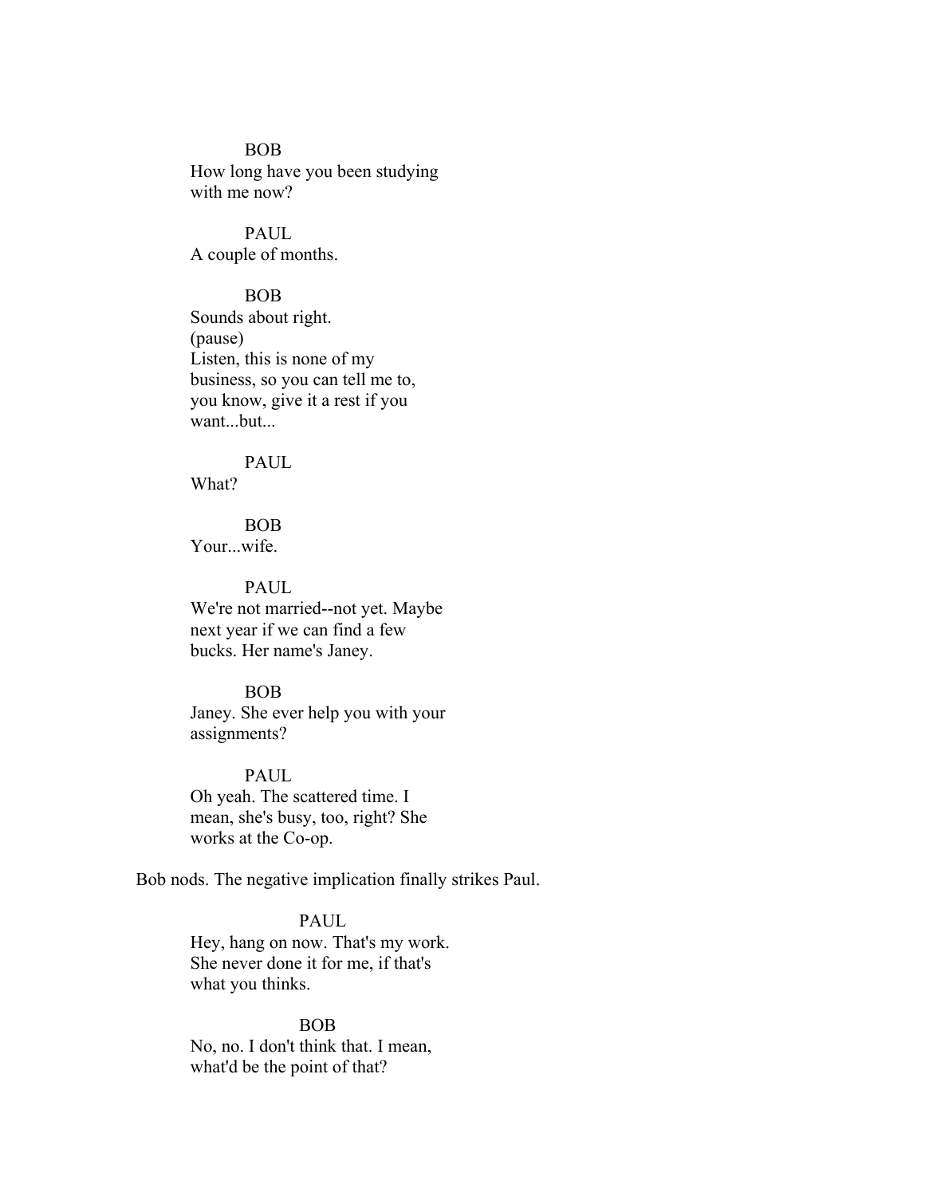BOB
How long have you been studying with me now?

PAUL
A couple of months.

BOB
Sounds about right.
(pause)
Listen, this is none of my business, so you can tell me to, you know, give it a rest if you want...but...

PAUL
What?

BOB
Your...wife.

PAUL
We're not married--not yet. Maybe next year if we can find a few bucks. Her name's Janey.

BOB
Janey. She ever help you with your assignments?

PAUL
Oh yeah. The scattered time. I mean, she's busy, too, right? She works at the Co-op.

Bob nods. The negative implication finally strikes Paul.

PAUL
Hey, hang on now. That's my work. She never done it for me, if that's what you thinks.

BOB
No, no. I don't think that. I mean, what'd be the point of that?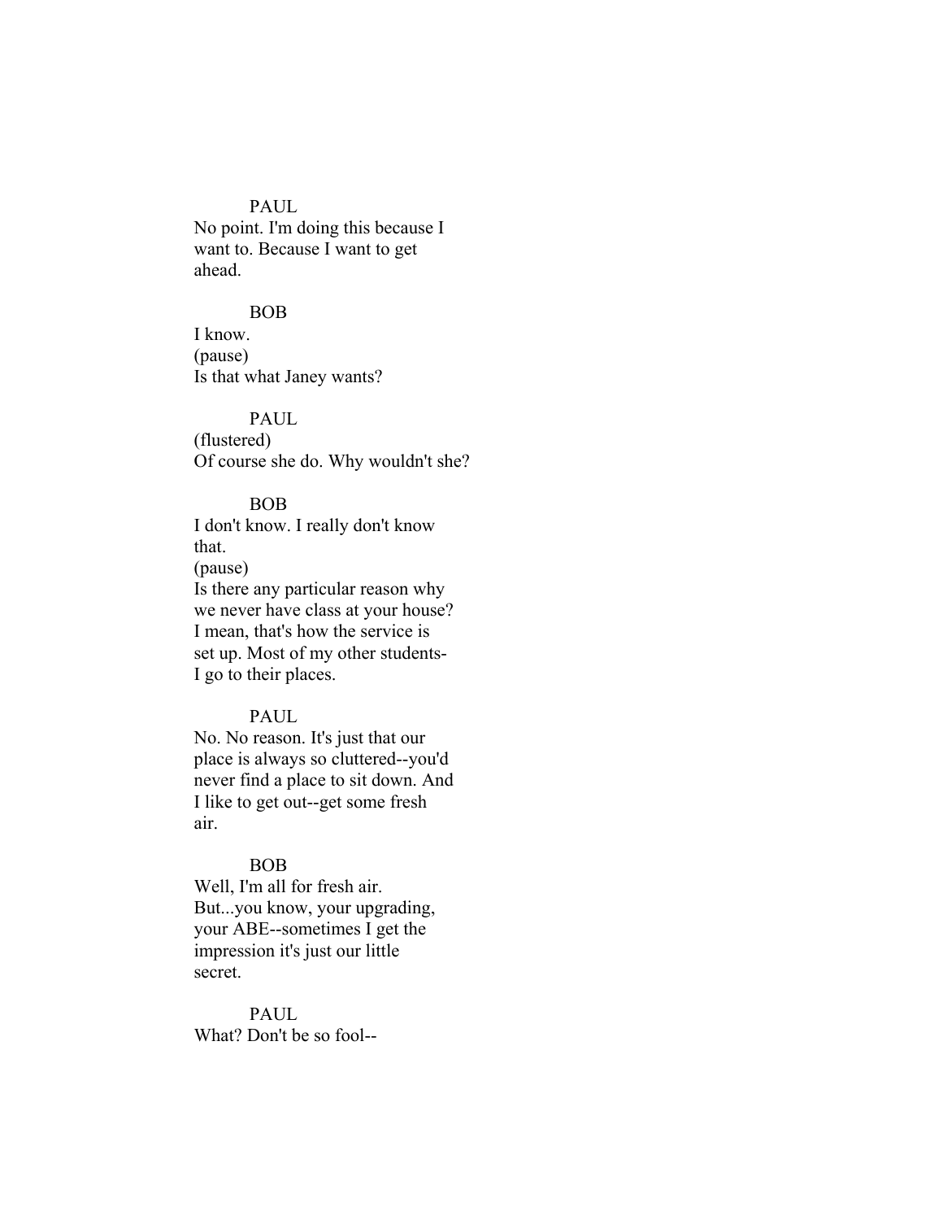PAUL
No point. I'm doing this because I want to. Because I want to get ahead.

BOB
I know.
(pause)
Is that what Janey wants?

PAUL
(flustered)
Of course she do. Why wouldn't she?

BOB
I don't know. I really don't know that.
(pause)
Is there any particular reason why we never have class at your house? I mean, that's how the service is set up. Most of my other students- I go to their places.

PAUL
No. No reason. It's just that our place is always so cluttered--you'd never find a place to sit down. And I like to get out--get some fresh air.

BOB
Well, I'm all for fresh air. But...you know, your upgrading, your ABE--sometimes I get the impression it's just our little secret.

PAUL
What? Don't be so fool--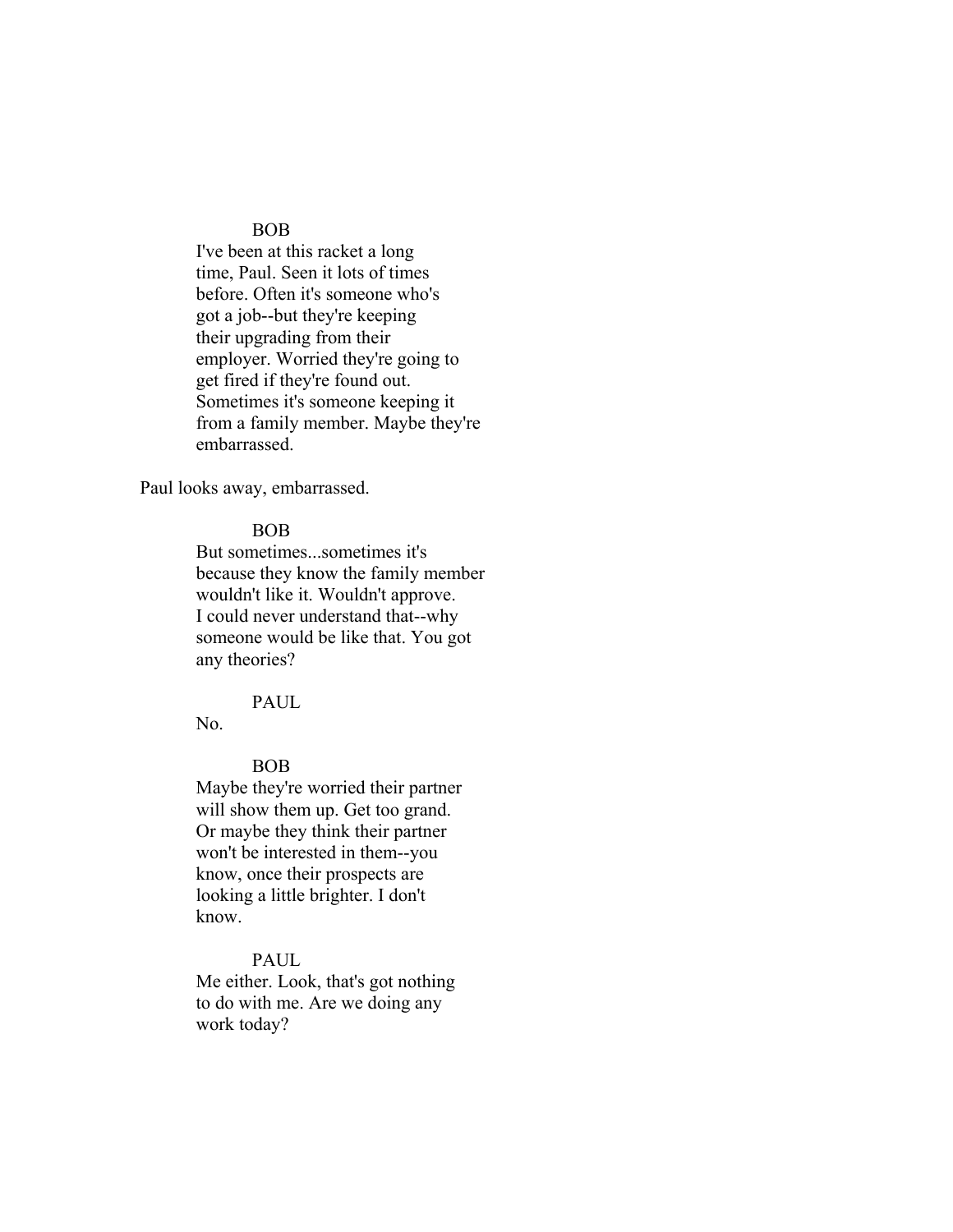BOB

I've been at this racket a long time, Paul. Seen it lots of times before. Often it's someone who's got a job--but they're keeping their upgrading from their employer. Worried they're going to get fired if they're found out. Sometimes it's someone keeping it from a family member. Maybe they're embarrassed.

Paul looks away, embarrassed.

BOB

But sometimes...sometimes it's because they know the family member wouldn't like it. Wouldn't approve. I could never understand that--why someone would be like that. You got any theories?

PAUL

No.

BOB

Maybe they're worried their partner will show them up. Get too grand. Or maybe they think their partner won't be interested in them--you know, once their prospects are looking a little brighter. I don't know.

PAUL

Me either. Look, that's got nothing to do with me. Are we doing any work today?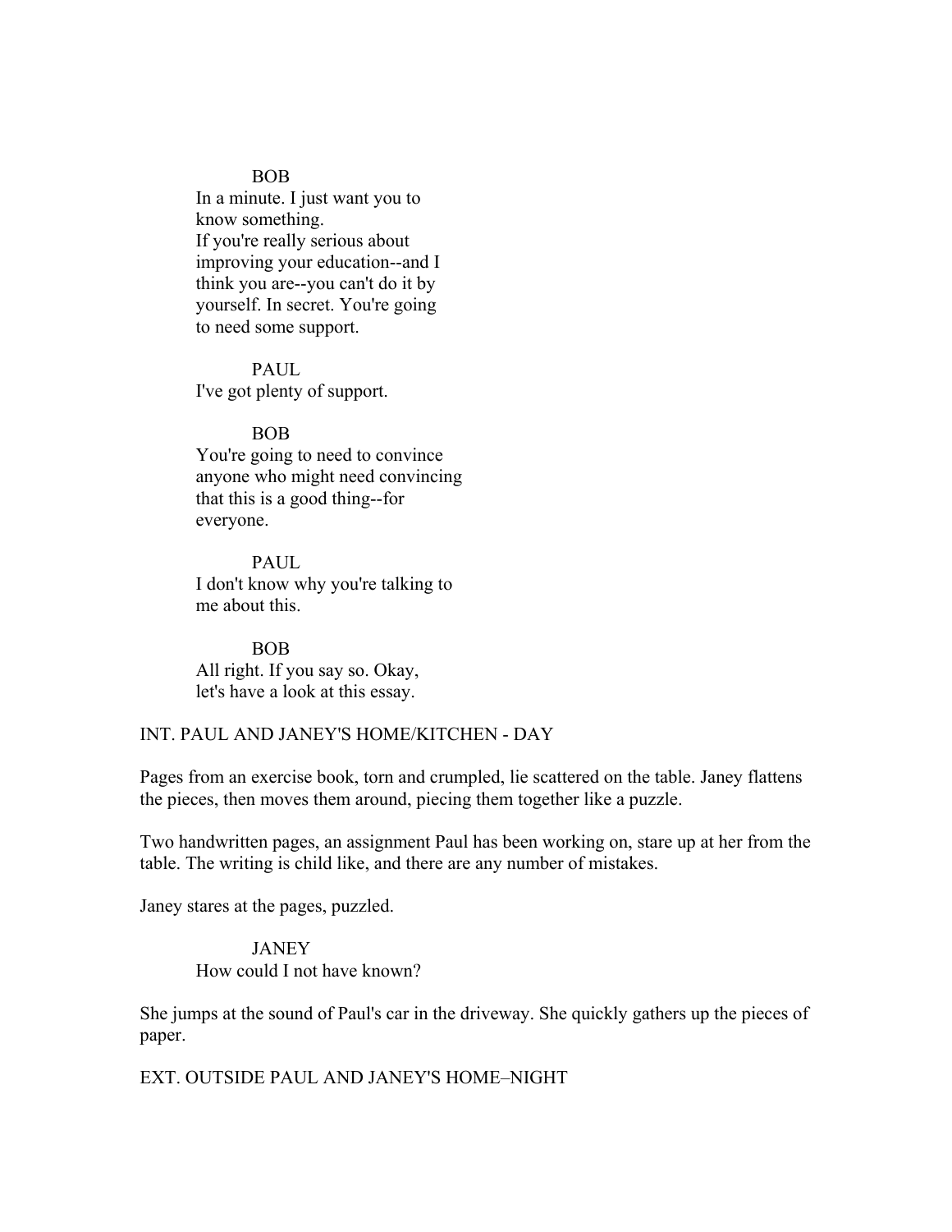BOB

In a minute. I just want you to know something.
If you're really serious about improving your education--and I think you are--you can't do it by yourself. In secret. You're going to need some support.

PAUL

I've got plenty of support.

BOB

You're going to need to convince anyone who might need convincing that this is a good thing--for everyone.

PAUL

I don't know why you're talking to me about this.

BOB

All right. If you say so. Okay, let's have a look at this essay.

INT. PAUL AND JANEY'S HOME/KITCHEN - DAY

Pages from an exercise book, torn and crumpled, lie scattered on the table. Janey flattens the pieces, then moves them around, piecing them together like a puzzle.

Two handwritten pages, an assignment Paul has been working on, stare up at her from the table. The writing is child like, and there are any number of mistakes.

Janey stares at the pages, puzzled.

JANEY

How could I not have known?

She jumps at the sound of Paul's car in the driveway. She quickly gathers up the pieces of paper.

EXT. OUTSIDE PAUL AND JANEY'S HOME–NIGHT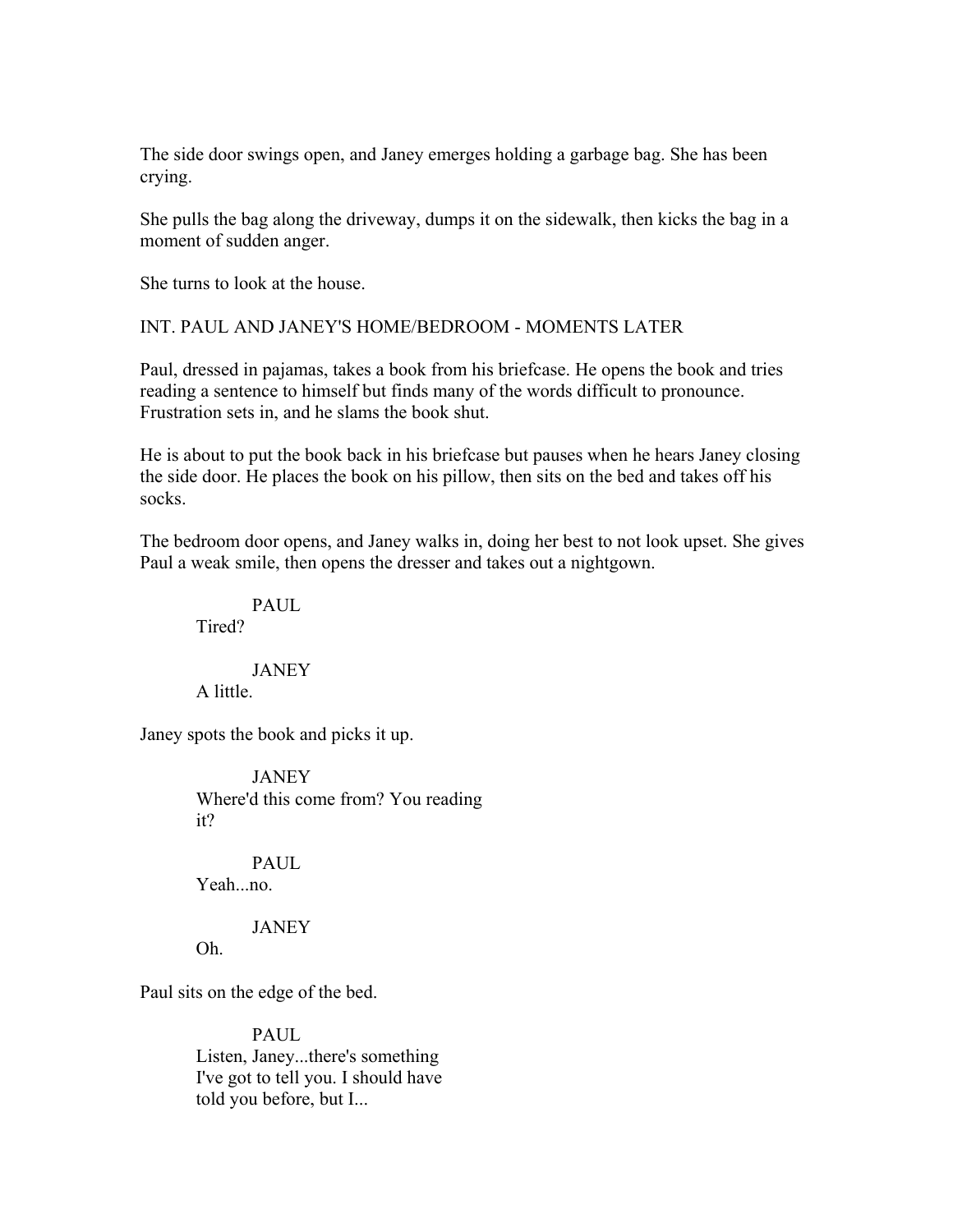The side door swings open, and Janey emerges holding a garbage bag. She has been crying.

She pulls the bag along the driveway, dumps it on the sidewalk, then kicks the bag in a moment of sudden anger.

She turns to look at the house.

INT. PAUL AND JANEY'S HOME/BEDROOM - MOMENTS LATER

Paul, dressed in pajamas, takes a book from his briefcase. He opens the book and tries reading a sentence to himself but finds many of the words difficult to pronounce. Frustration sets in, and he slams the book shut.

He is about to put the book back in his briefcase but pauses when he hears Janey closing the side door. He places the book on his pillow, then sits on the bed and takes off his socks.

The bedroom door opens, and Janey walks in, doing her best to not look upset. She gives Paul a weak smile, then opens the dresser and takes out a nightgown.

PAUL
Tired?

JANEY
A little.

Janey spots the book and picks it up.

JANEY
Where'd this come from? You reading it?

PAUL
Yeah...no.

JANEY
Oh.

Paul sits on the edge of the bed.

PAUL
Listen, Janey...there's something I've got to tell you. I should have told you before, but I...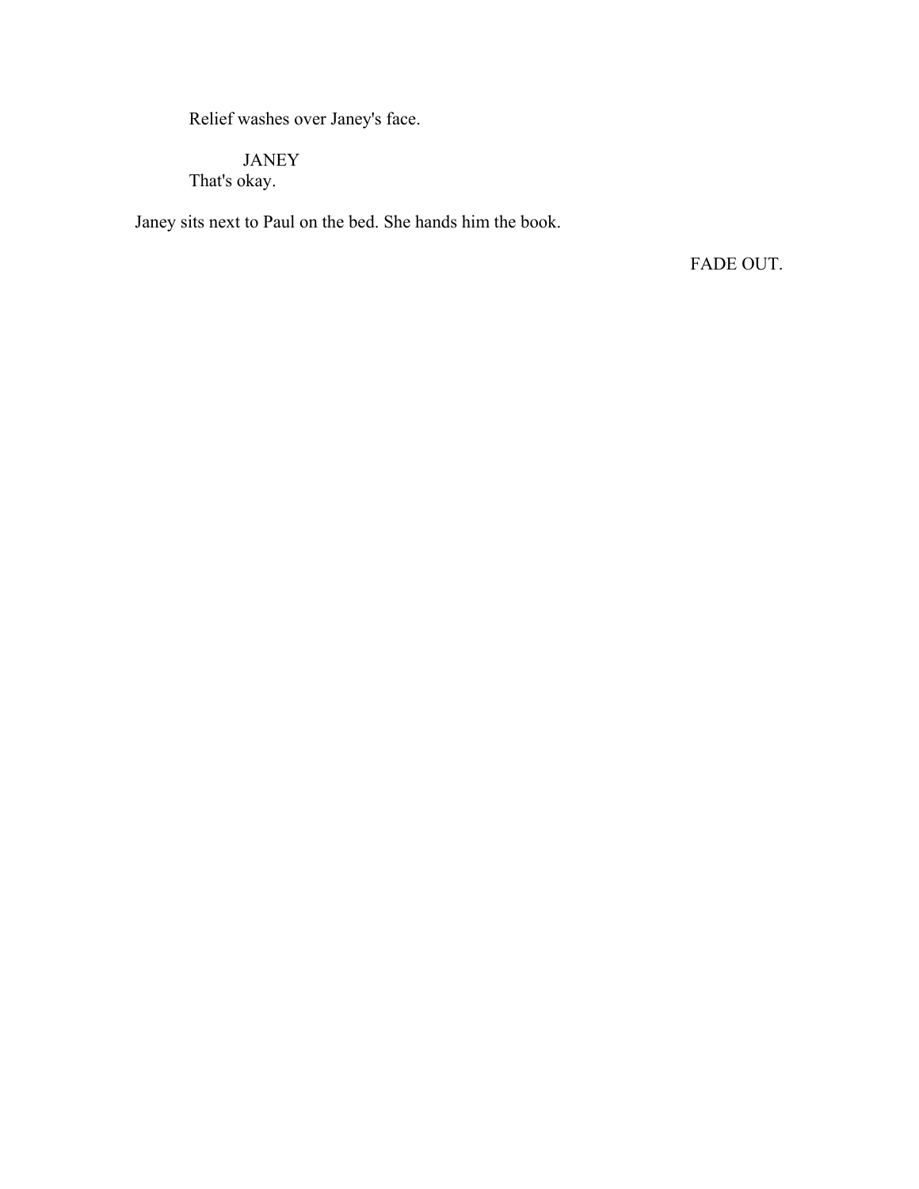Relief washes over Janey's face.

JANEY
That's okay.

Janey sits next to Paul on the bed. She hands him the book.

FADE OUT.